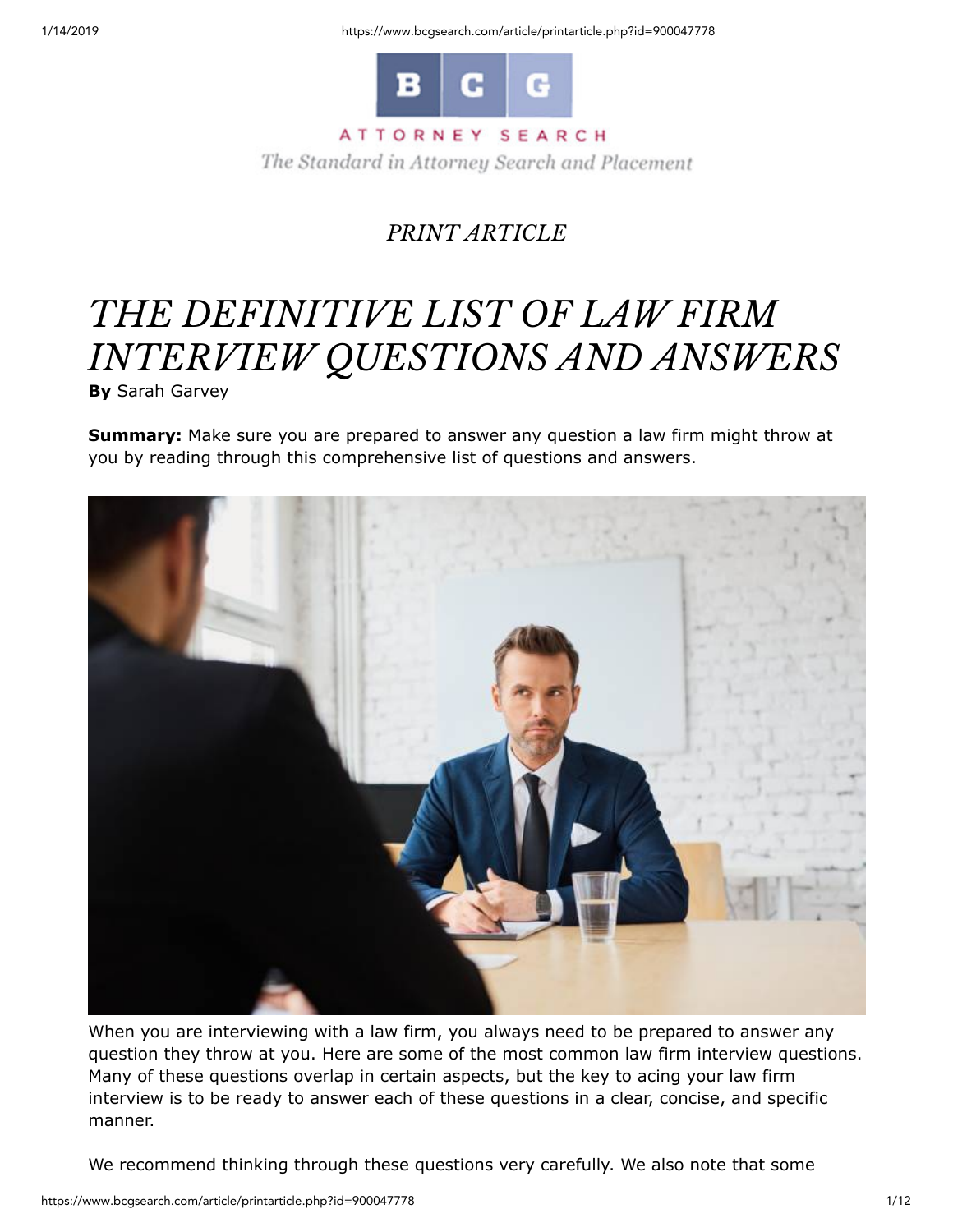BCG

ATTORNEY SEARCH

*The Standard in Attorney Search and Placement*

*PRINT ARTICLE*

# *THE DEFINITIVE LIST OF LAW FIRM INTERVIEW QUESTIONS AND ANSWERS*

**By** Sarah Garvey

**Summary:** Make sure you are prepared to answer any question a law firm might throw at you by reading through this comprehensive list of questions and answers.

When you are interviewing with a law firm, you always need to be prepared to answer any question they throw at you. Here are some of the most common law firm interview questions. Many of these questions overlap in certain aspects, but the key to acing your law firm interview is to be ready to answer each of these questions in a clear, concise, and specific manner.

We recommend thinking through these questions very carefully. We also note that some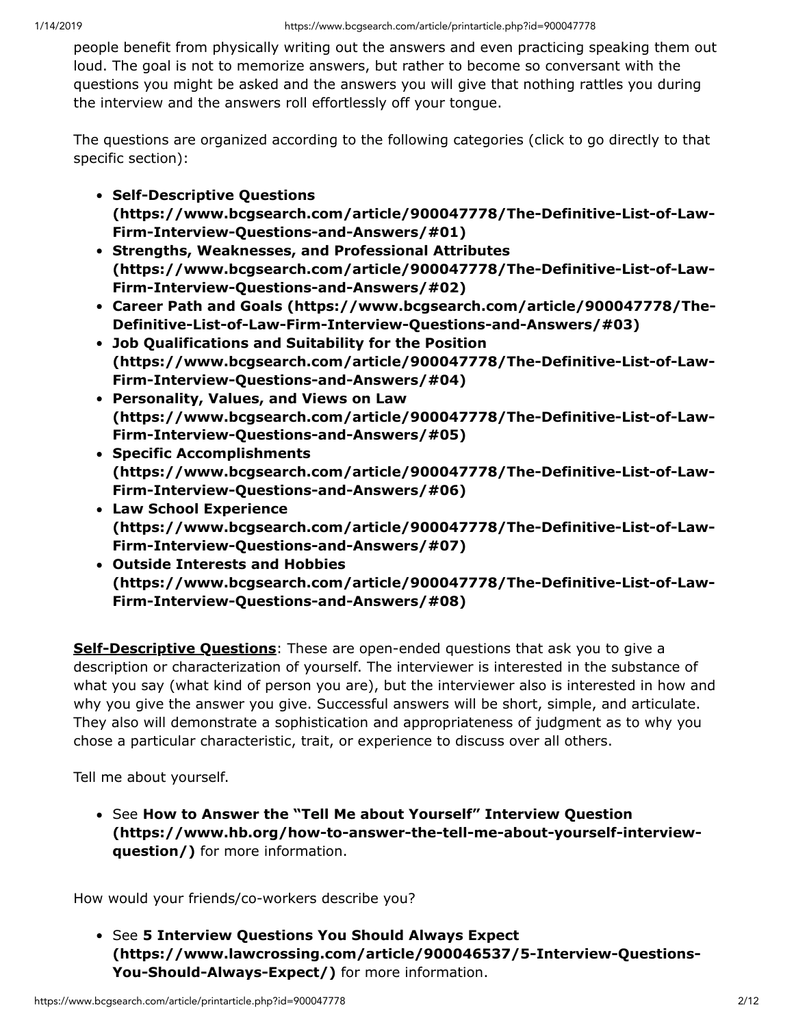people benefit from physically writing out the answers and even practicing speaking them out loud. The goal is not to memorize answers, but rather to become so conversant with the questions you might be asked and the answers you will give that nothing rattles you during the interview and the answers roll effortlessly off your tongue.

The questions are organized according to the following categories (click to go directly to that specific section):

- **Self-Descriptive Questions (https://www.bcgsearch.com/article/900047778/The-Definitive-List-of-Law-Firm-Interview-Questions-and-Answers/#01)**
- **Strengths, Weaknesses, and Professional Attributes (https://www.bcgsearch.com/article/900047778/The-Definitive-List-of-Law-Firm-Interview-Questions-and-Answers/#02)**
- **Career Path and Goals (https://www.bcgsearch.com/article/900047778/The-Definitive-List-of-Law-Firm-Interview-Questions-and-Answers/#03)**
- **Job Qualifications and Suitability for the Position (https://www.bcgsearch.com/article/900047778/The-Definitive-List-of-Law-Firm-Interview-Questions-and-Answers/#04)**
- **Personality, Values, and Views on Law (https://www.bcgsearch.com/article/900047778/The-Definitive-List-of-Law-Firm-Interview-Questions-and-Answers/#05)**
- **Specific Accomplishments (https://www.bcgsearch.com/article/900047778/The-Definitive-List-of-Law-Firm-Interview-Questions-and-Answers/#06)**
- **Law School Experience (https://www.bcgsearch.com/article/900047778/The-Definitive-List-of-Law-Firm-Interview-Questions-and-Answers/#07)**
- **Outside Interests and Hobbies (https://www.bcgsearch.com/article/900047778/The-Definitive-List-of-Law-Firm-Interview-Questions-and-Answers/#08)**

**Self-Descriptive Questions**: These are open-ended questions that ask you to give a description or characterization of yourself. The interviewer is interested in the substance of what you say (what kind of person you are), but the interviewer also is interested in how and why you give the answer you give. Successful answers will be short, simple, and articulate. They also will demonstrate a sophistication and appropriateness of judgment as to why you chose a particular characteristic, trait, or experience to discuss over all others.

Tell me about yourself.

- See **How to Answer the "Tell Me about Yourself" Interview Question (https://www.hb.org/how-to-answer-the-tell-me-about-yourself-interview-question/)** for more information.

How would your friends/co-workers describe you?

- See **5 Interview Questions You Should Always Expect (https://www.lawcrossing.com/article/900046537/5-Interview-Questions-You-Should-Always-Expect/)** for more information.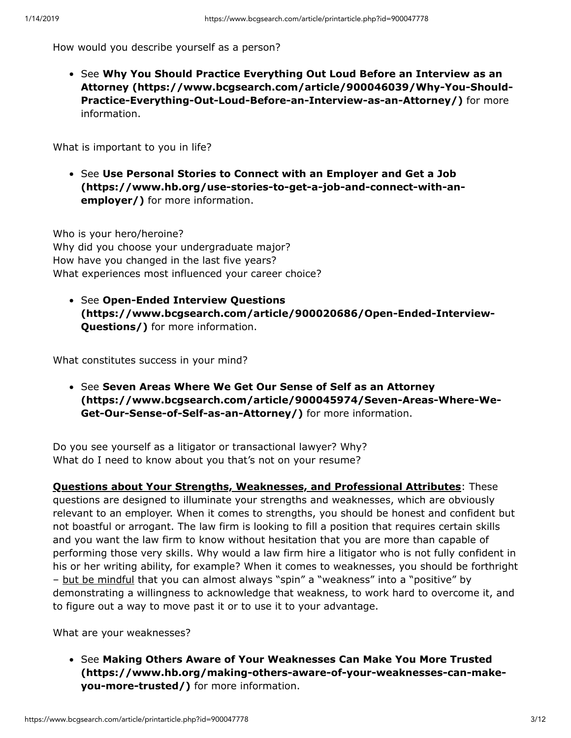How would you describe yourself as a person?

- See **Why You Should Practice Everything Out Loud Before an Interview as an Attorney (https://www.bcgsearch.com/article/900046039/Why-You-Should-Practice-Everything-Out-Loud-Before-an-Interview-as-an-Attorney/)** for more information.

What is important to you in life?

- See **Use Personal Stories to Connect with an Employer and Get a Job (https://www.hb.org/use-stories-to-get-a-job-and-connect-with-an-employer/)** for more information.

Who is your hero/heroine?
Why did you choose your undergraduate major?
How have you changed in the last five years?
What experiences most influenced your career choice?

- See **Open-Ended Interview Questions (https://www.bcgsearch.com/article/900020686/Open-Ended-Interview-Questions/)** for more information.

What constitutes success in your mind?

- See **Seven Areas Where We Get Our Sense of Self as an Attorney (https://www.bcgsearch.com/article/900045974/Seven-Areas-Where-We-Get-Our-Sense-of-Self-as-an-Attorney/)** for more information.

Do you see yourself as a litigator or transactional lawyer? Why?
What do I need to know about you that's not on your resume?

**Questions about Your Strengths, Weaknesses, and Professional Attributes**: These questions are designed to illuminate your strengths and weaknesses, which are obviously relevant to an employer. When it comes to strengths, you should be honest and confident but not boastful or arrogant. The law firm is looking to fill a position that requires certain skills and you want the law firm to know without hesitation that you are more than capable of performing those very skills. Why would a law firm hire a litigator who is not fully confident in his or her writing ability, for example? When it comes to weaknesses, you should be forthright – but be mindful that you can almost always "spin" a "weakness" into a "positive" by demonstrating a willingness to acknowledge that weakness, to work hard to overcome it, and to figure out a way to move past it or to use it to your advantage.

What are your weaknesses?

- See **Making Others Aware of Your Weaknesses Can Make You More Trusted (https://www.hb.org/making-others-aware-of-your-weaknesses-can-make-you-more-trusted/)** for more information.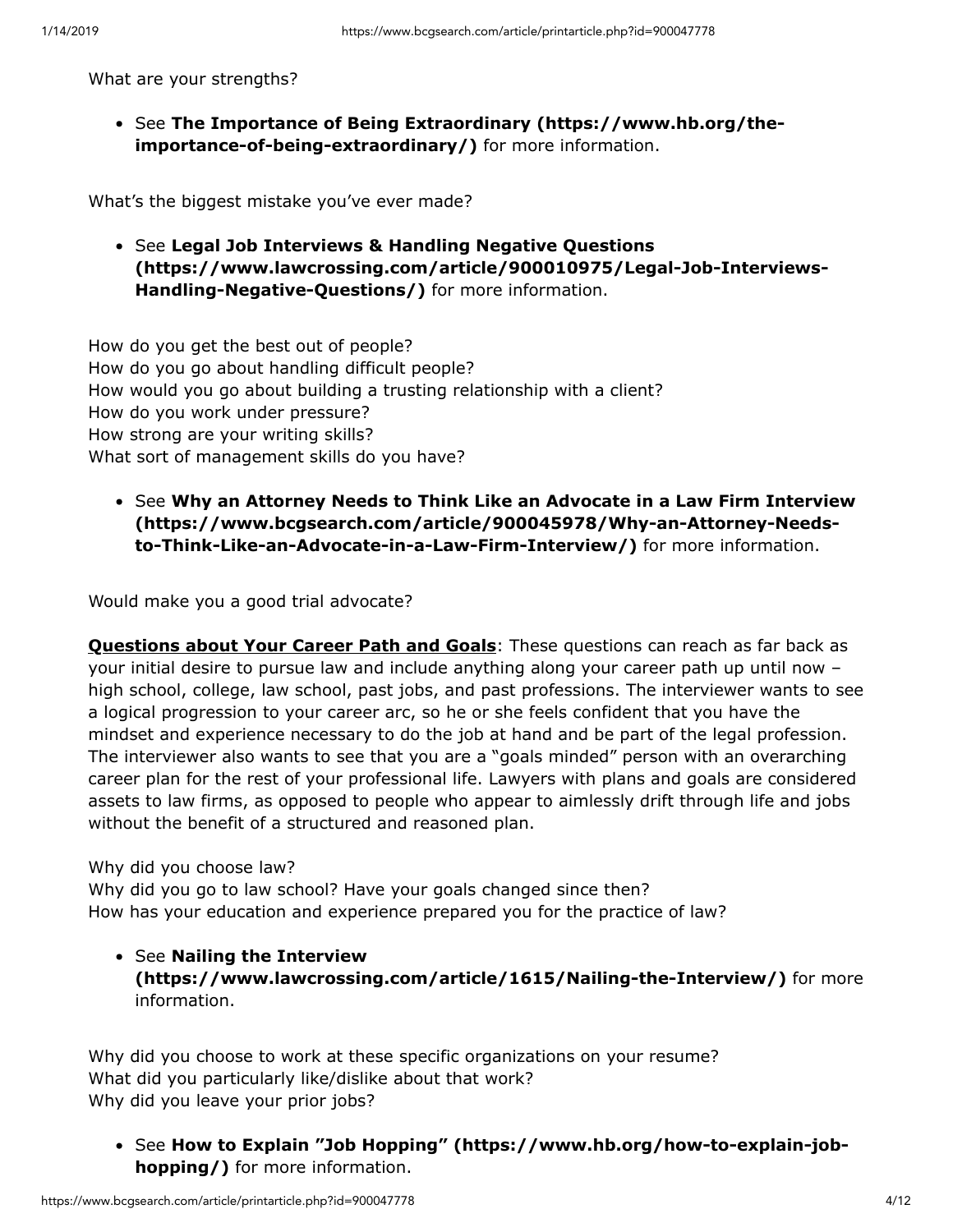What are your strengths?

- See **The Importance of Being Extraordinary (https://www.hb.org/the-importance-of-being-extraordinary/)** for more information.

What's the biggest mistake you've ever made?

- See **Legal Job Interviews & Handling Negative Questions (https://www.lawcrossing.com/article/900010975/Legal-Job-Interviews-Handling-Negative-Questions/)** for more information.

How do you get the best out of people?
How do you go about handling difficult people?
How would you go about building a trusting relationship with a client?
How do you work under pressure?
How strong are your writing skills?
What sort of management skills do you have?

- See **Why an Attorney Needs to Think Like an Advocate in a Law Firm Interview (https://www.bcgsearch.com/article/900045978/Why-an-Attorney-Needs-to-Think-Like-an-Advocate-in-a-Law-Firm-Interview/)** for more information.

Would make you a good trial advocate?

**Questions about Your Career Path and Goals**: These questions can reach as far back as your initial desire to pursue law and include anything along your career path up until now – high school, college, law school, past jobs, and past professions. The interviewer wants to see a logical progression to your career arc, so he or she feels confident that you have the mindset and experience necessary to do the job at hand and be part of the legal profession. The interviewer also wants to see that you are a "goals minded" person with an overarching career plan for the rest of your professional life. Lawyers with plans and goals are considered assets to law firms, as opposed to people who appear to aimlessly drift through life and jobs without the benefit of a structured and reasoned plan.

Why did you choose law?
Why did you go to law school? Have your goals changed since then?
How has your education and experience prepared you for the practice of law?

- See **Nailing the Interview (https://www.lawcrossing.com/article/1615/Nailing-the-Interview/)** for more information.

Why did you choose to work at these specific organizations on your resume?
What did you particularly like/dislike about that work?
Why did you leave your prior jobs?

- See **How to Explain "Job Hopping" (https://www.hb.org/how-to-explain-job-hopping/)** for more information.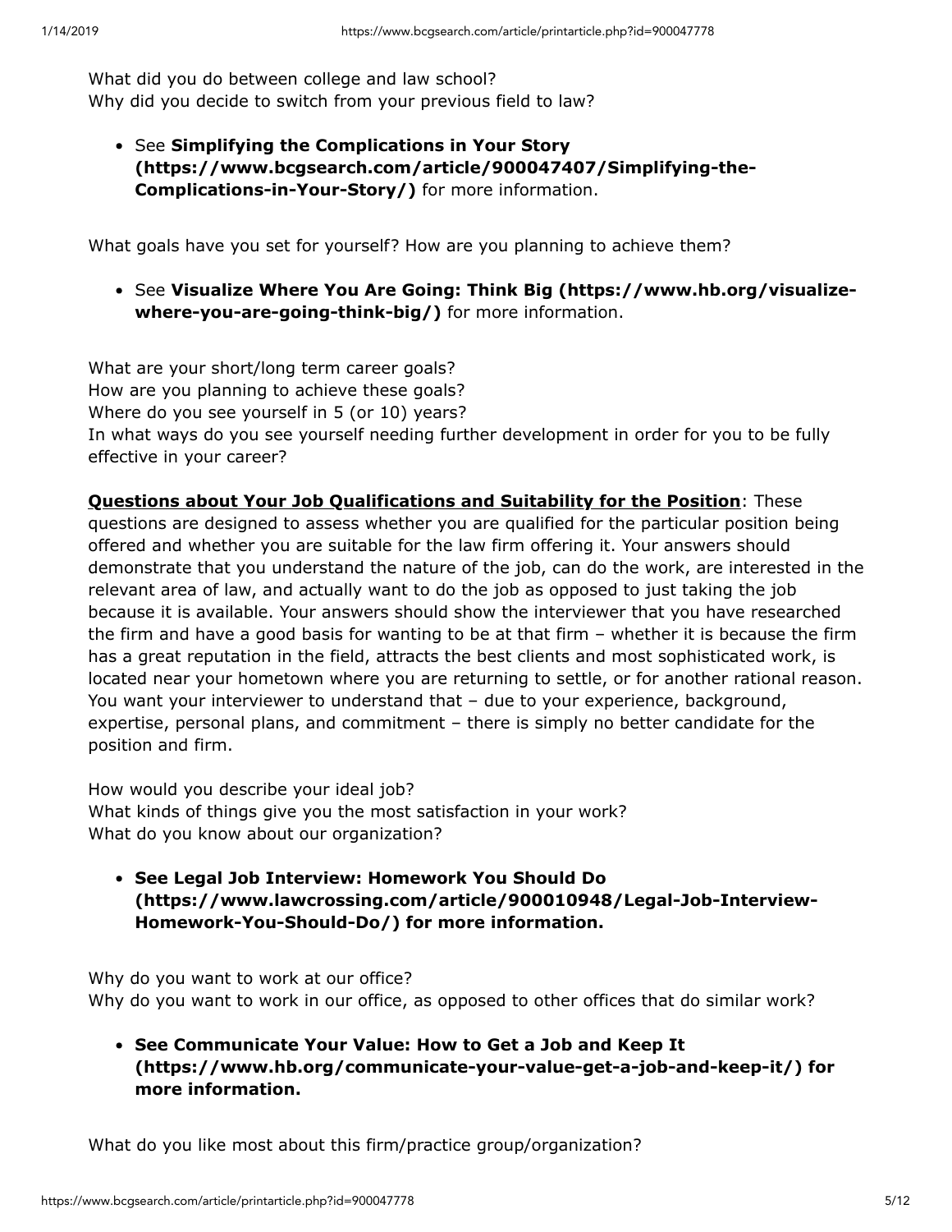What did you do between college and law school?
Why did you decide to switch from your previous field to law?

- See **Simplifying the Complications in Your Story (https://www.bcgsearch.com/article/900047407/Simplifying-the-Complications-in-Your-Story/)** for more information.

What goals have you set for yourself? How are you planning to achieve them?

- See **Visualize Where You Are Going: Think Big (https://www.hb.org/visualize-where-you-are-going-think-big/)** for more information.

What are your short/long term career goals?
How are you planning to achieve these goals?
Where do you see yourself in 5 (or 10) years?
In what ways do you see yourself needing further development in order for you to be fully effective in your career?

**<u>Questions about Your Job Qualifications and Suitability for the Position</u>**: These questions are designed to assess whether you are qualified for the particular position being offered and whether you are suitable for the law firm offering it. Your answers should demonstrate that you understand the nature of the job, can do the work, are interested in the relevant area of law, and actually want to do the job as opposed to just taking the job because it is available. Your answers should show the interviewer that you have researched the firm and have a good basis for wanting to be at that firm – whether it is because the firm has a great reputation in the field, attracts the best clients and most sophisticated work, is located near your hometown where you are returning to settle, or for another rational reason. You want your interviewer to understand that – due to your experience, background, expertise, personal plans, and commitment – there is simply no better candidate for the position and firm.

How would you describe your ideal job?
What kinds of things give you the most satisfaction in your work?
What do you know about our organization?

- **See Legal Job Interview: Homework You Should Do (https://www.lawcrossing.com/article/900010948/Legal-Job-Interview-Homework-You-Should-Do/) for more information.**

Why do you want to work at our office?
Why do you want to work in our office, as opposed to other offices that do similar work?

- **See Communicate Your Value: How to Get a Job and Keep It (https://www.hb.org/communicate-your-value-get-a-job-and-keep-it/) for more information.**

What do you like most about this firm/practice group/organization?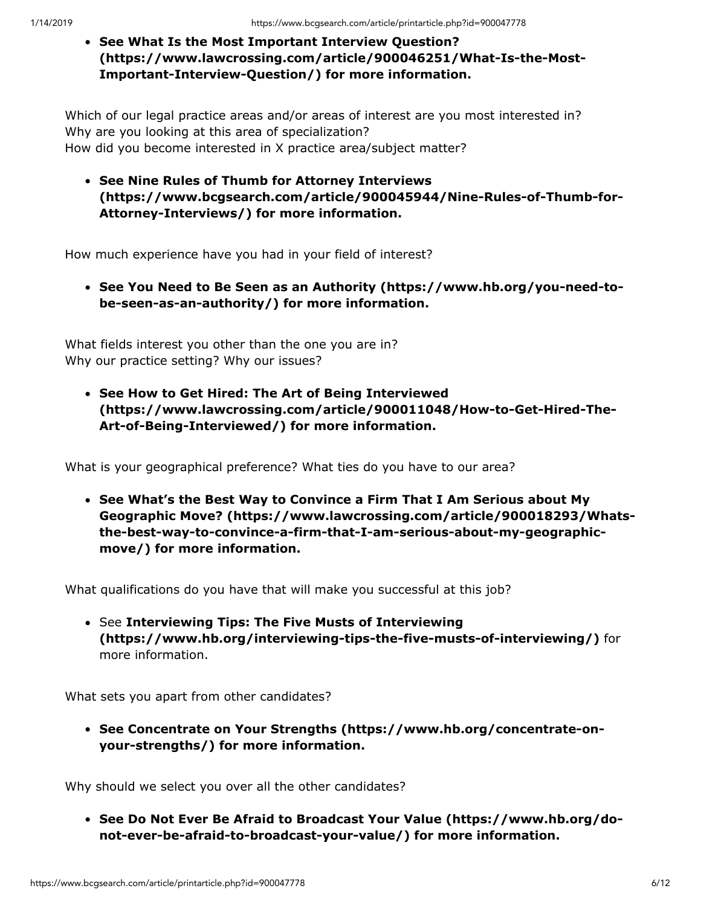- **See What Is the Most Important Interview Question? (https://www.lawcrossing.com/article/900046251/What-Is-the-Most-Important-Interview-Question/) for more information.**

Which of our legal practice areas and/or areas of interest are you most interested in?
Why are you looking at this area of specialization?
How did you become interested in X practice area/subject matter?

- **See Nine Rules of Thumb for Attorney Interviews (https://www.bcgsearch.com/article/900045944/Nine-Rules-of-Thumb-for-Attorney-Interviews/) for more information.**

How much experience have you had in your field of interest?

- **See You Need to Be Seen as an Authority (https://www.hb.org/you-need-to-be-seen-as-an-authority/) for more information.**

What fields interest you other than the one you are in?
Why our practice setting? Why our issues?

- **See How to Get Hired: The Art of Being Interviewed (https://www.lawcrossing.com/article/900011048/How-to-Get-Hired-The-Art-of-Being-Interviewed/) for more information.**

What is your geographical preference? What ties do you have to our area?

- **See What's the Best Way to Convince a Firm That I Am Serious about My Geographic Move? (https://www.lawcrossing.com/article/900018293/Whats-the-best-way-to-convince-a-firm-that-I-am-serious-about-my-geographic-move/) for more information.**

What qualifications do you have that will make you successful at this job?

- See **Interviewing Tips: The Five Musts of Interviewing (https://www.hb.org/interviewing-tips-the-five-musts-of-interviewing/)** for more information.

What sets you apart from other candidates?

- **See Concentrate on Your Strengths (https://www.hb.org/concentrate-on-your-strengths/) for more information.**

Why should we select you over all the other candidates?

- **See Do Not Ever Be Afraid to Broadcast Your Value (https://www.hb.org/do-not-ever-be-afraid-to-broadcast-your-value/) for more information.**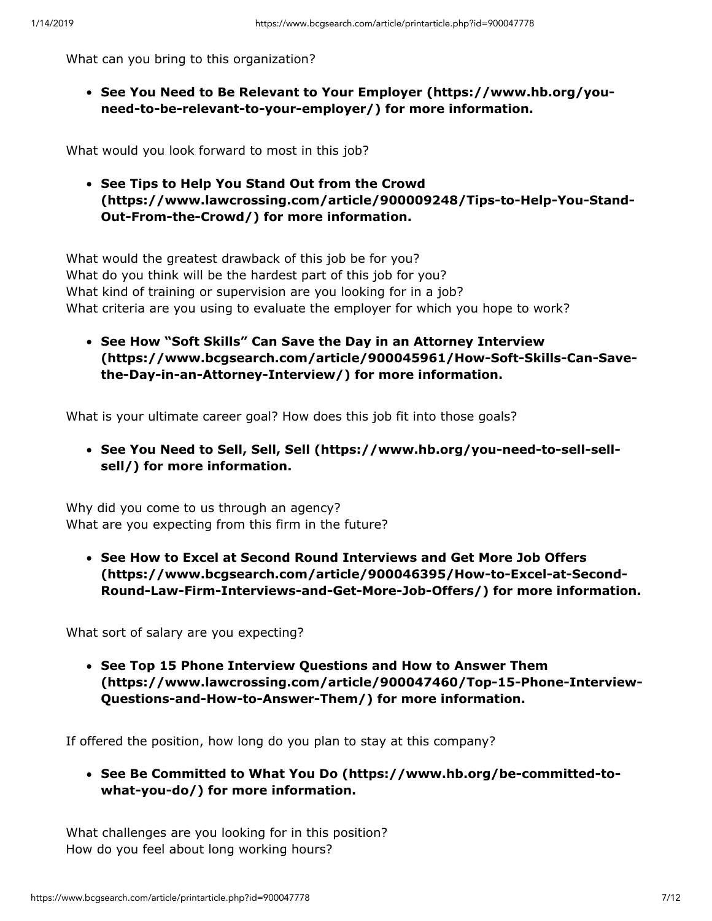What can you bring to this organization?

- **See You Need to Be Relevant to Your Employer (https://www.hb.org/you-need-to-be-relevant-to-your-employer/) for more information.**

What would you look forward to most in this job?

- **See Tips to Help You Stand Out from the Crowd (https://www.lawcrossing.com/article/900009248/Tips-to-Help-You-Stand-Out-From-the-Crowd/) for more information.**

What would the greatest drawback of this job be for you?
What do you think will be the hardest part of this job for you?
What kind of training or supervision are you looking for in a job?
What criteria are you using to evaluate the employer for which you hope to work?

- **See How "Soft Skills" Can Save the Day in an Attorney Interview (https://www.bcgsearch.com/article/900045961/How-Soft-Skills-Can-Save-the-Day-in-an-Attorney-Interview/) for more information.**

What is your ultimate career goal? How does this job fit into those goals?

- **See You Need to Sell, Sell, Sell (https://www.hb.org/you-need-to-sell-sell-sell/) for more information.**

Why did you come to us through an agency?
What are you expecting from this firm in the future?

- **See How to Excel at Second Round Interviews and Get More Job Offers (https://www.bcgsearch.com/article/900046395/How-to-Excel-at-Second-Round-Law-Firm-Interviews-and-Get-More-Job-Offers/) for more information.**

What sort of salary are you expecting?

- **See Top 15 Phone Interview Questions and How to Answer Them (https://www.lawcrossing.com/article/900047460/Top-15-Phone-Interview-Questions-and-How-to-Answer-Them/) for more information.**

If offered the position, how long do you plan to stay at this company?

- **See Be Committed to What You Do (https://www.hb.org/be-committed-to-what-you-do/) for more information.**

What challenges are you looking for in this position?
How do you feel about long working hours?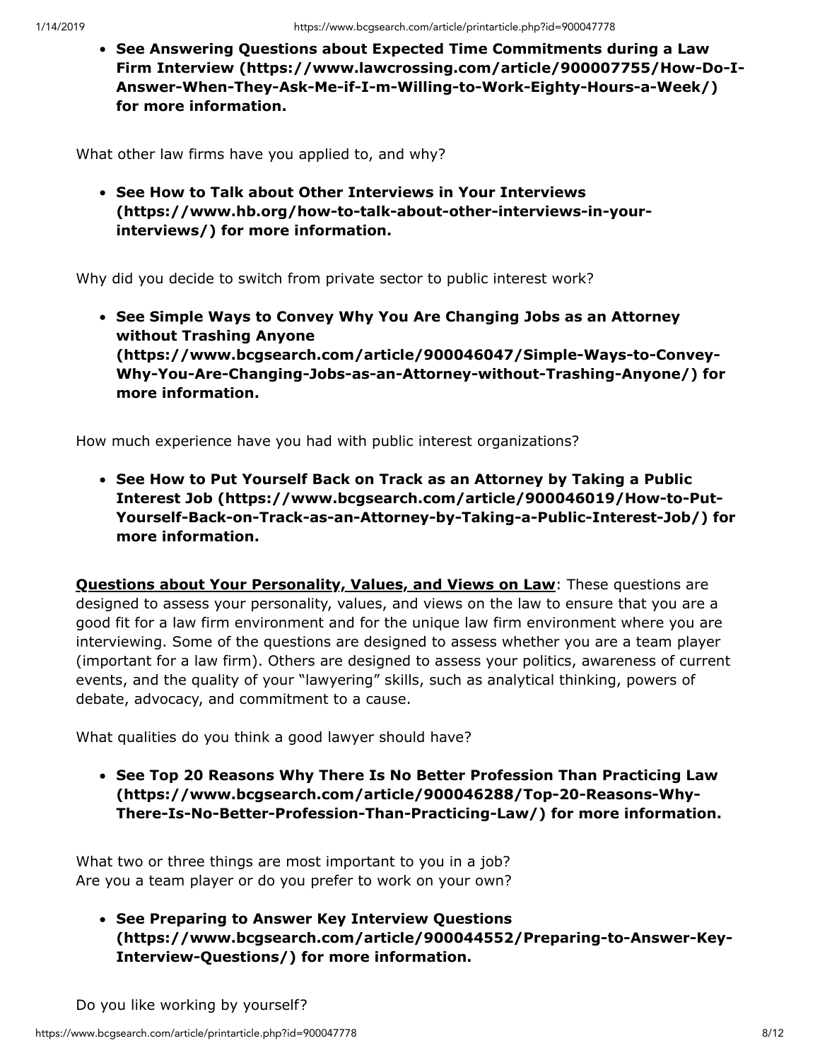- **See Answering Questions about Expected Time Commitments during a Law Firm Interview (https://www.lawcrossing.com/article/900007755/How-Do-I-Answer-When-They-Ask-Me-if-I-m-Willing-to-Work-Eighty-Hours-a-Week/) for more information.**

What other law firms have you applied to, and why?

- **See How to Talk about Other Interviews in Your Interviews (https://www.hb.org/how-to-talk-about-other-interviews-in-your-interviews/) for more information.**

Why did you decide to switch from private sector to public interest work?

- **See Simple Ways to Convey Why You Are Changing Jobs as an Attorney without Trashing Anyone (https://www.bcgsearch.com/article/900046047/Simple-Ways-to-Convey-Why-You-Are-Changing-Jobs-as-an-Attorney-without-Trashing-Anyone/) for more information.**

How much experience have you had with public interest organizations?

- **See How to Put Yourself Back on Track as an Attorney by Taking a Public Interest Job (https://www.bcgsearch.com/article/900046019/How-to-Put-Yourself-Back-on-Track-as-an-Attorney-by-Taking-a-Public-Interest-Job/) for more information.**

<u>**Questions about Your Personality, Values, and Views on Law**</u>: These questions are designed to assess your personality, values, and views on the law to ensure that you are a good fit for a law firm environment and for the unique law firm environment where you are interviewing. Some of the questions are designed to assess whether you are a team player (important for a law firm). Others are designed to assess your politics, awareness of current events, and the quality of your "lawyering" skills, such as analytical thinking, powers of debate, advocacy, and commitment to a cause.

What qualities do you think a good lawyer should have?

- **See Top 20 Reasons Why There Is No Better Profession Than Practicing Law (https://www.bcgsearch.com/article/900046288/Top-20-Reasons-Why-There-Is-No-Better-Profession-Than-Practicing-Law/) for more information.**

What two or three things are most important to you in a job?
Are you a team player or do you prefer to work on your own?

- **See Preparing to Answer Key Interview Questions (https://www.bcgsearch.com/article/900044552/Preparing-to-Answer-Key-Interview-Questions/) for more information.**

Do you like working by yourself?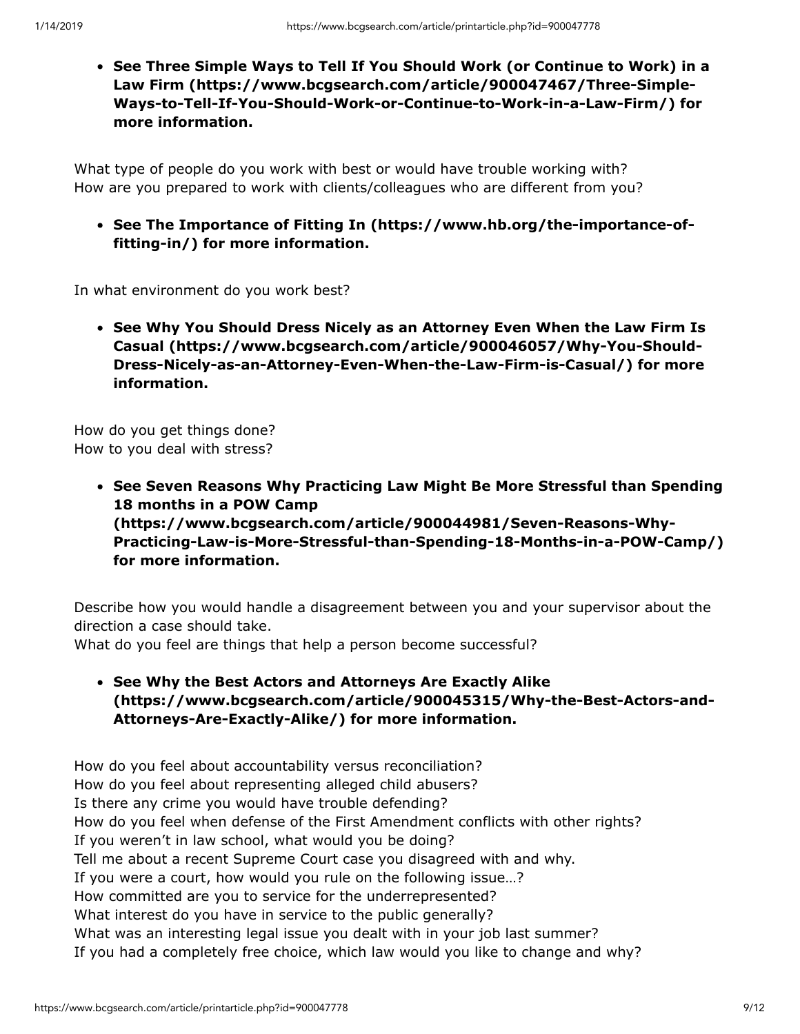- **See Three Simple Ways to Tell If You Should Work (or Continue to Work) in a Law Firm (https://www.bcgsearch.com/article/900047467/Three-Simple-Ways-to-Tell-If-You-Should-Work-or-Continue-to-Work-in-a-Law-Firm/) for more information.**

What type of people do you work with best or would have trouble working with?
How are you prepared to work with clients/colleagues who are different from you?

- **See The Importance of Fitting In (https://www.hb.org/the-importance-of-fitting-in/) for more information.**

In what environment do you work best?

- **See Why You Should Dress Nicely as an Attorney Even When the Law Firm Is Casual (https://www.bcgsearch.com/article/900046057/Why-You-Should-Dress-Nicely-as-an-Attorney-Even-When-the-Law-Firm-is-Casual/) for more information.**

How do you get things done?
How to you deal with stress?

- **See Seven Reasons Why Practicing Law Might Be More Stressful than Spending 18 months in a POW Camp (https://www.bcgsearch.com/article/900044981/Seven-Reasons-Why-Practicing-Law-is-More-Stressful-than-Spending-18-Months-in-a-POW-Camp/) for more information.**

Describe how you would handle a disagreement between you and your supervisor about the direction a case should take.
What do you feel are things that help a person become successful?

- **See Why the Best Actors and Attorneys Are Exactly Alike (https://www.bcgsearch.com/article/900045315/Why-the-Best-Actors-and-Attorneys-Are-Exactly-Alike/) for more information.**

How do you feel about accountability versus reconciliation?
How do you feel about representing alleged child abusers?
Is there any crime you would have trouble defending?
How do you feel when defense of the First Amendment conflicts with other rights?
If you weren't in law school, what would you be doing?
Tell me about a recent Supreme Court case you disagreed with and why.
If you were a court, how would you rule on the following issue…?
How committed are you to service for the underrepresented?
What interest do you have in service to the public generally?
What was an interesting legal issue you dealt with in your job last summer?
If you had a completely free choice, which law would you like to change and why?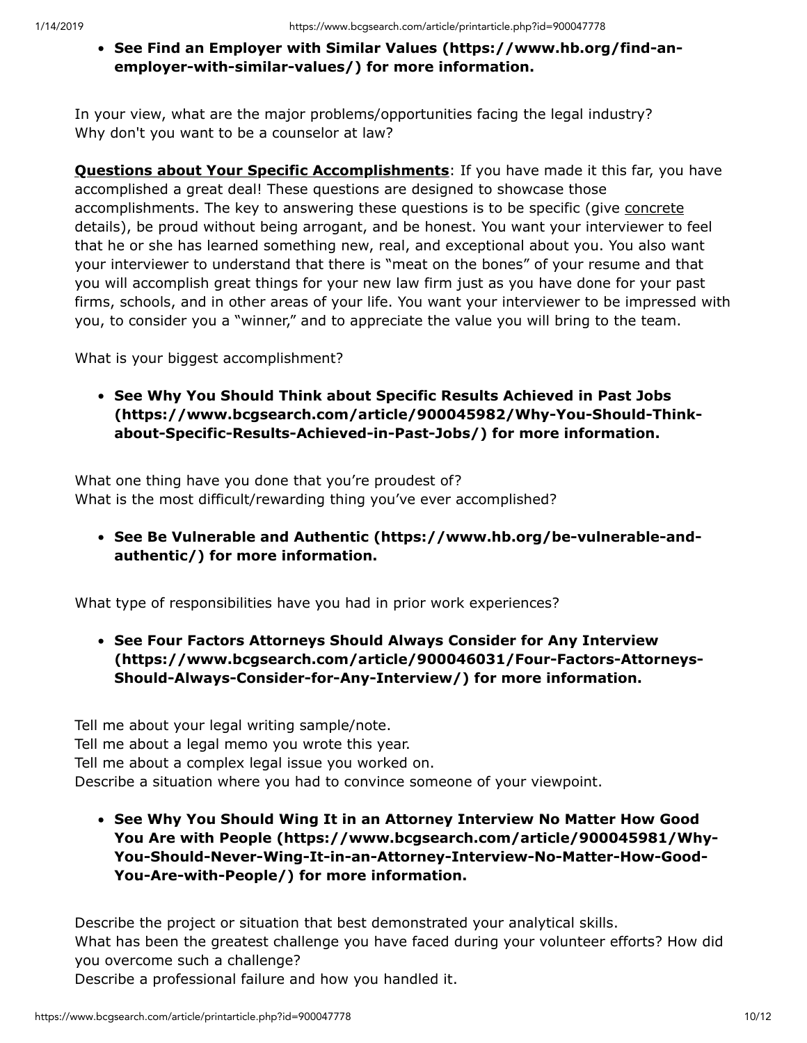- **See Find an Employer with Similar Values (https://www.hb.org/find-an-employer-with-similar-values/) for more information.**

In your view, what are the major problems/opportunities facing the legal industry?
Why don't you want to be a counselor at law?

**Questions about Your Specific Accomplishments**: If you have made it this far, you have accomplished a great deal! These questions are designed to showcase those accomplishments. The key to answering these questions is to be specific (give concrete details), be proud without being arrogant, and be honest. You want your interviewer to feel that he or she has learned something new, real, and exceptional about you. You also want your interviewer to understand that there is "meat on the bones" of your resume and that you will accomplish great things for your new law firm just as you have done for your past firms, schools, and in other areas of your life. You want your interviewer to be impressed with you, to consider you a "winner," and to appreciate the value you will bring to the team.

What is your biggest accomplishment?

- **See Why You Should Think about Specific Results Achieved in Past Jobs (https://www.bcgsearch.com/article/900045982/Why-You-Should-Think-about-Specific-Results-Achieved-in-Past-Jobs/) for more information.**

What one thing have you done that you're proudest of?
What is the most difficult/rewarding thing you've ever accomplished?

- **See Be Vulnerable and Authentic (https://www.hb.org/be-vulnerable-and-authentic/) for more information.**

What type of responsibilities have you had in prior work experiences?

- **See Four Factors Attorneys Should Always Consider for Any Interview (https://www.bcgsearch.com/article/900046031/Four-Factors-Attorneys-Should-Always-Consider-for-Any-Interview/) for more information.**

Tell me about your legal writing sample/note.
Tell me about a legal memo you wrote this year.
Tell me about a complex legal issue you worked on.
Describe a situation where you had to convince someone of your viewpoint.

- **See Why You Should Wing It in an Attorney Interview No Matter How Good You Are with People (https://www.bcgsearch.com/article/900045981/Why-You-Should-Never-Wing-It-in-an-Attorney-Interview-No-Matter-How-Good-You-Are-with-People/) for more information.**

Describe the project or situation that best demonstrated your analytical skills.
What has been the greatest challenge you have faced during your volunteer efforts? How did you overcome such a challenge?
Describe a professional failure and how you handled it.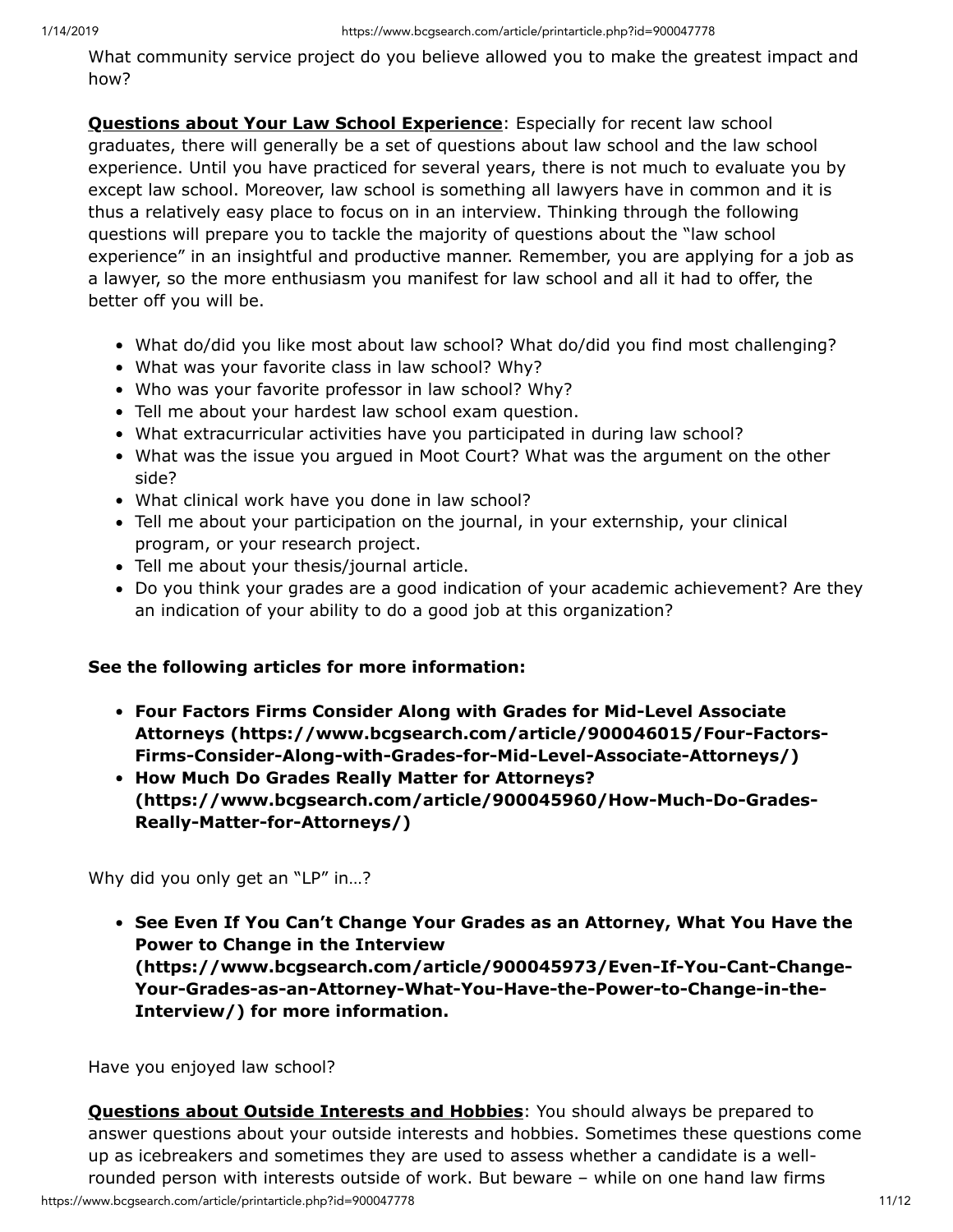What community service project do you believe allowed you to make the greatest impact and how?

**Questions about Your Law School Experience**: Especially for recent law school graduates, there will generally be a set of questions about law school and the law school experience. Until you have practiced for several years, there is not much to evaluate you by except law school. Moreover, law school is something all lawyers have in common and it is thus a relatively easy place to focus on in an interview. Thinking through the following questions will prepare you to tackle the majority of questions about the "law school experience" in an insightful and productive manner. Remember, you are applying for a job as a lawyer, so the more enthusiasm you manifest for law school and all it had to offer, the better off you will be.

- What do/did you like most about law school? What do/did you find most challenging?
- What was your favorite class in law school? Why?
- Who was your favorite professor in law school? Why?
- Tell me about your hardest law school exam question.
- What extracurricular activities have you participated in during law school?
- What was the issue you argued in Moot Court? What was the argument on the other side?
- What clinical work have you done in law school?
- Tell me about your participation on the journal, in your externship, your clinical program, or your research project.
- Tell me about your thesis/journal article.
- Do you think your grades are a good indication of your academic achievement? Are they an indication of your ability to do a good job at this organization?

**See the following articles for more information:**

- **Four Factors Firms Consider Along with Grades for Mid-Level Associate Attorneys (https://www.bcgsearch.com/article/900046015/Four-Factors-Firms-Consider-Along-with-Grades-for-Mid-Level-Associate-Attorneys/)**
- **How Much Do Grades Really Matter for Attorneys? (https://www.bcgsearch.com/article/900045960/How-Much-Do-Grades-Really-Matter-for-Attorneys/)**

Why did you only get an "LP" in…?

- **See Even If You Can't Change Your Grades as an Attorney, What You Have the Power to Change in the Interview (https://www.bcgsearch.com/article/900045973/Even-If-You-Cant-Change-Your-Grades-as-an-Attorney-What-You-Have-the-Power-to-Change-in-the-Interview/) for more information.**

Have you enjoyed law school?

**Questions about Outside Interests and Hobbies**: You should always be prepared to answer questions about your outside interests and hobbies. Sometimes these questions come up as icebreakers and sometimes they are used to assess whether a candidate is a well-rounded person with interests outside of work. But beware – while on one hand law firms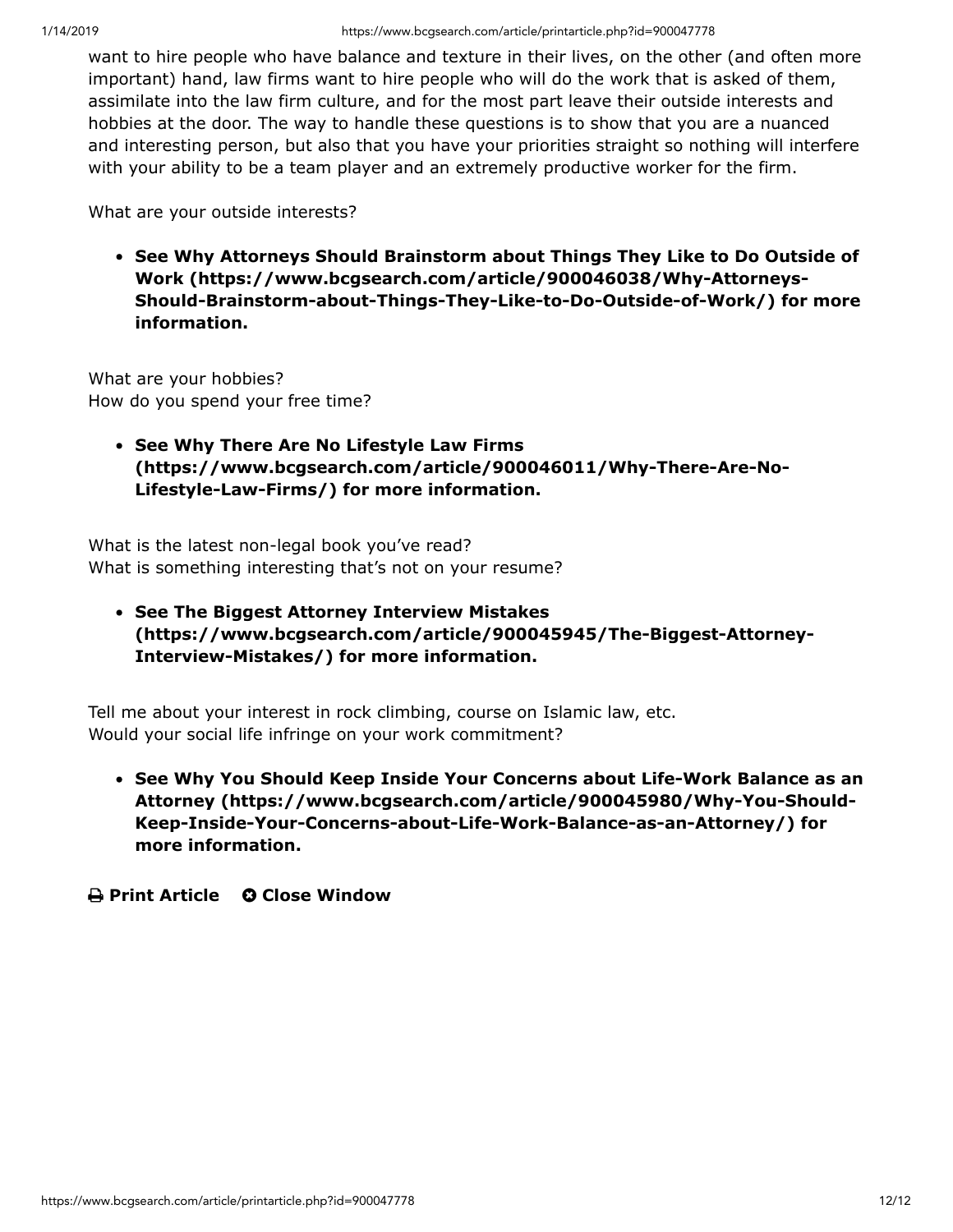want to hire people who have balance and texture in their lives, on the other (and often more important) hand, law firms want to hire people who will do the work that is asked of them, assimilate into the law firm culture, and for the most part leave their outside interests and hobbies at the door. The way to handle these questions is to show that you are a nuanced and interesting person, but also that you have your priorities straight so nothing will interfere with your ability to be a team player and an extremely productive worker for the firm.

What are your outside interests?

- **See Why Attorneys Should Brainstorm about Things They Like to Do Outside of Work (https://www.bcgsearch.com/article/900046038/Why-Attorneys-Should-Brainstorm-about-Things-They-Like-to-Do-Outside-of-Work/) for more information.**

What are your hobbies?
How do you spend your free time?

- **See Why There Are No Lifestyle Law Firms (https://www.bcgsearch.com/article/900046011/Why-There-Are-No-Lifestyle-Law-Firms/) for more information.**

What is the latest non-legal book you've read?
What is something interesting that's not on your resume?

- **See The Biggest Attorney Interview Mistakes (https://www.bcgsearch.com/article/900045945/The-Biggest-Attorney-Interview-Mistakes/) for more information.**

Tell me about your interest in rock climbing, course on Islamic law, etc.
Would your social life infringe on your work commitment?

- **See Why You Should Keep Inside Your Concerns about Life-Work Balance as an Attorney (https://www.bcgsearch.com/article/900045980/Why-You-Should-Keep-Inside-Your-Concerns-about-Life-Work-Balance-as-an-Attorney/) for more information.**

**Print Article** **Close Window**